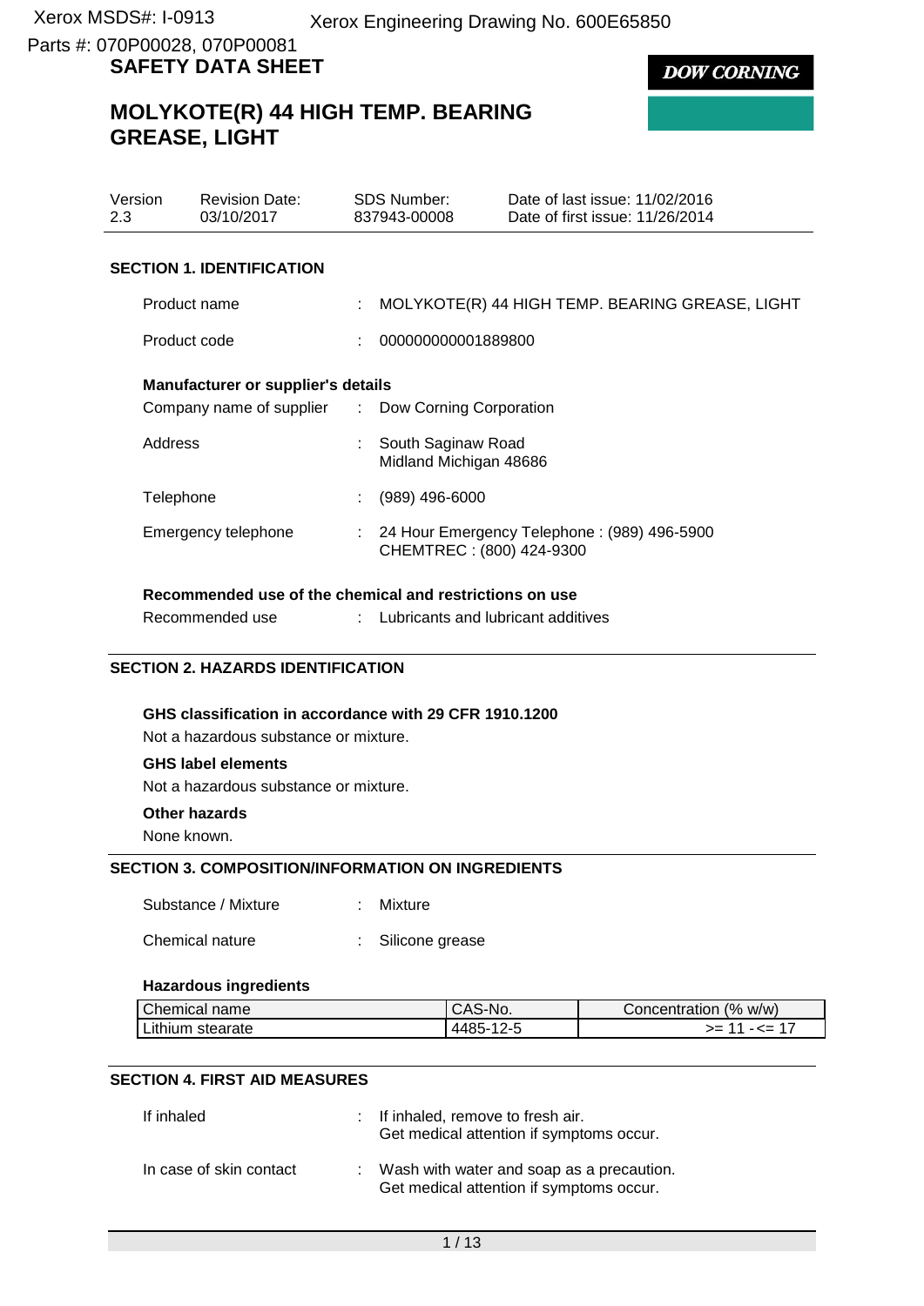Xerox MSDS#: I-0913 Xerox Engineering Drawing No. 600E65850
Parts #: 070P00028, 070P00081

# SAFETY DATA SHEET

**DOW CORNING**

# MOLYKOTE(R) 44 HIGH TEMP. BEARING GREASE, LIGHT

| Version | Revision Date: | SDS Number: | Date of last issue: 11/02/2016 |
|---|---|---|---|
| 2.3 | 03/10/2017 | 837943-00008 | Date of first issue: 11/26/2014 |

## SECTION 1. IDENTIFICATION

Product name : MOLYKOTE(R) 44 HIGH TEMP. BEARING GREASE, LIGHT

Product code : 000000000001889800

**Manufacturer or supplier's details**

Company name of supplier : Dow Corning Corporation

Address : South Saginaw Road
Midland Michigan 48686

Telephone : (989) 496-6000

Emergency telephone : 24 Hour Emergency Telephone : (989) 496-5900
CHEMTREC : (800) 424-9300

**Recommended use of the chemical and restrictions on use**

Recommended use : Lubricants and lubricant additives

## SECTION 2. HAZARDS IDENTIFICATION

**GHS classification in accordance with 29 CFR 1910.1200**

Not a hazardous substance or mixture.

**GHS label elements**

Not a hazardous substance or mixture.

**Other hazards**

None known.

## SECTION 3. COMPOSITION/INFORMATION ON INGREDIENTS

Substance / Mixture : Mixture

Chemical nature : Silicone grease

**Hazardous ingredients**

| Chemical name | CAS-No. | Concentration (% w/w) |
|---|---|---|
| Lithium stearate | 4485-12-5 | >= 11 - <= 17 |

## SECTION 4. FIRST AID MEASURES

If inhaled : If inhaled, remove to fresh air.
Get medical attention if symptoms occur.

In case of skin contact : Wash with water and soap as a precaution.
Get medical attention if symptoms occur.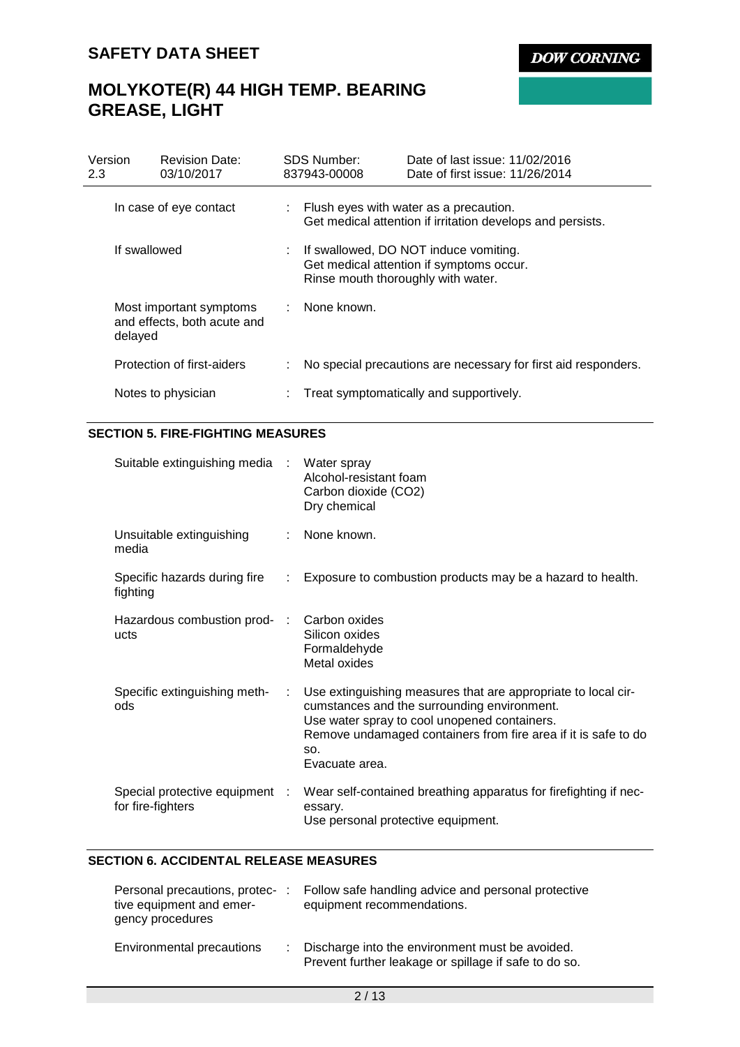| Version 2.3 | Revision Date: 03/10/2017 | SDS Number: 837943-00008 | Date of last issue: 11/02/2016<br>Date of first issue: 11/26/2014 |
|---|---|---|---|

| | |
|---|---|
| In case of eye contact | Flush eyes with water as a precaution.<br>Get medical attention if irritation develops and persists. |
| If swallowed | If swallowed, DO NOT induce vomiting.<br>Get medical attention if symptoms occur.<br>Rinse mouth thoroughly with water. |
| Most important symptoms and effects, both acute and delayed | None known. |
| Protection of first-aiders | No special precautions are necessary for first aid responders. |
| Notes to physician | Treat symptomatically and supportively. |

## SECTION 5. FIRE-FIGHTING MEASURES

| | |
|---|---|
| Suitable extinguishing media | Water spray<br>Alcohol-resistant foam<br>Carbon dioxide ($CO_2$)<br>Dry chemical |
| Unsuitable extinguishing media | None known. |
| Specific hazards during fire fighting | Exposure to combustion products may be a hazard to health. |
| Hazardous combustion products | Carbon oxides<br>Silicon oxides<br>Formaldehyde<br>Metal oxides |
| Specific extinguishing methods | Use extinguishing measures that are appropriate to local circumstances and the surrounding environment.<br>Use water spray to cool unopened containers.<br>Remove undamaged containers from fire area if it is safe to do so.<br>Evacuate area. |
| Special protective equipment for fire-fighters | Wear self-contained breathing apparatus for firefighting if necessary.<br>Use personal protective equipment. |

## SECTION 6. ACCIDENTAL RELEASE MEASURES

| | |
|---|---|
| Personal precautions, protective equipment and emergency procedures | Follow safe handling advice and personal protective equipment recommendations. |
| Environmental precautions | Discharge into the environment must be avoided.<br>Prevent further leakage or spillage if safe to do so. |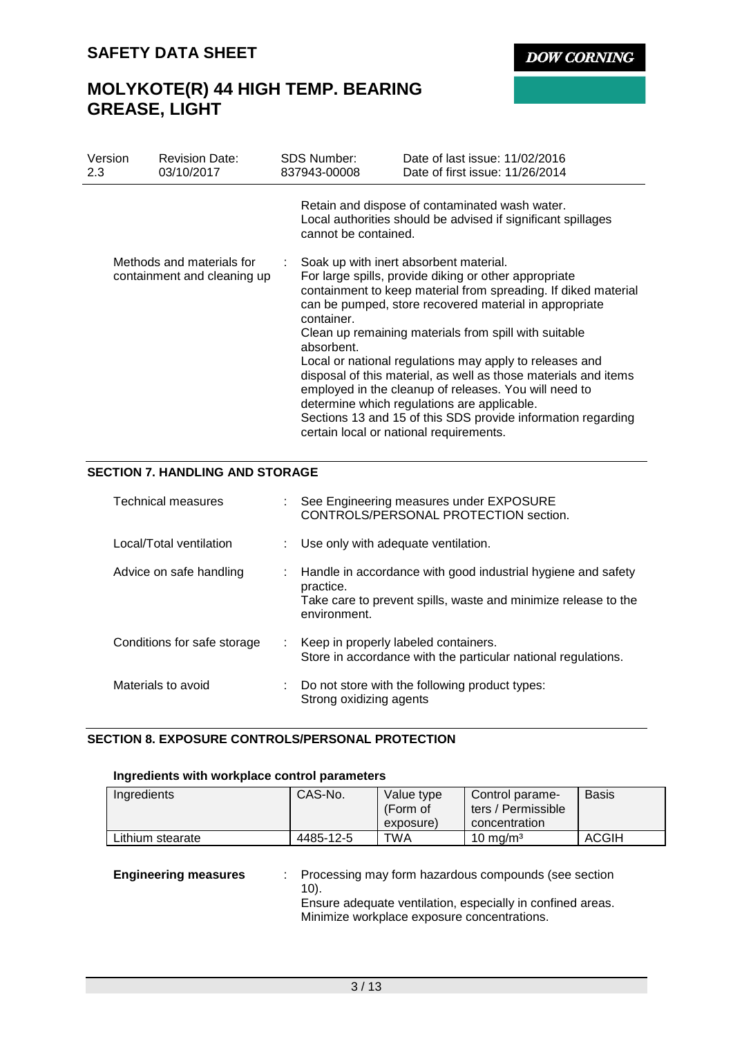Retain and dispose of contaminated wash water.
Local authorities should be advised if significant spillages cannot be contained.

Methods and materials for containment and cleaning up : Soak up with inert absorbent material.
For large spills, provide diking or other appropriate containment to keep material from spreading. If diked material can be pumped, store recovered material in appropriate container.
Clean up remaining materials from spill with suitable absorbent.
Local or national regulations may apply to releases and disposal of this material, as well as those materials and items employed in the cleanup of releases. You will need to determine which regulations are applicable.
Sections 13 and 15 of this SDS provide information regarding certain local or national requirements.

## SECTION 7. HANDLING AND STORAGE

Technical measures : See Engineering measures under EXPOSURE CONTROLS/PERSONAL PROTECTION section.

Local/Total ventilation : Use only with adequate ventilation.

Advice on safe handling : Handle in accordance with good industrial hygiene and safety practice.
Take care to prevent spills, waste and minimize release to the environment.

Conditions for safe storage : Keep in properly labeled containers.
Store in accordance with the particular national regulations.

Materials to avoid : Do not store with the following product types:
Strong oxidizing agents

## SECTION 8. EXPOSURE CONTROLS/PERSONAL PROTECTION

### Ingredients with workplace control parameters

| Ingredients | CAS-No. | Value type (Form of exposure) | Control parameters / Permissible concentration | Basis |
|---|---|---|---|---|
| Lithium stearate | 4485-12-5 | TWA | 10 mg/m³ | ACGIH |

**Engineering measures** : Processing may form hazardous compounds (see section 10).
Ensure adequate ventilation, especially in confined areas.
Minimize workplace exposure concentrations.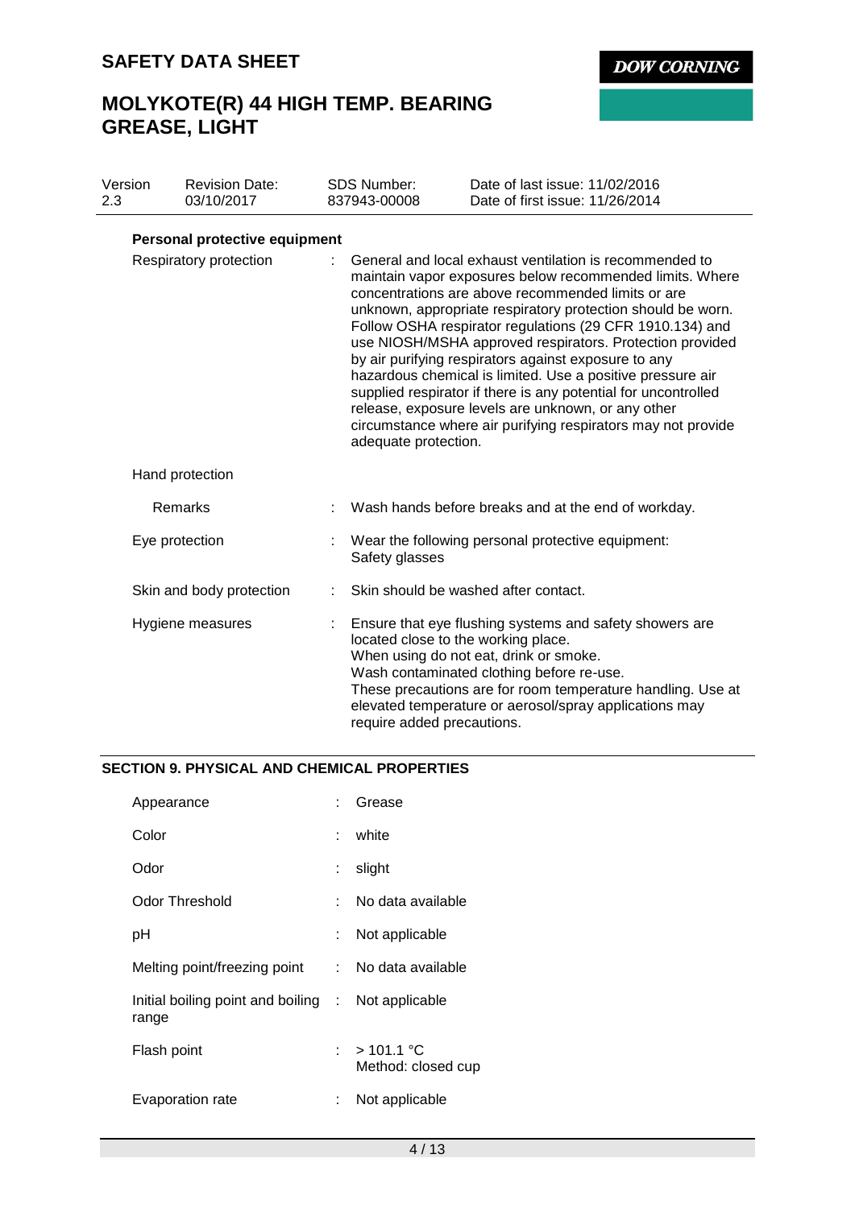**Personal protective equipment**

| | | |
|---|---|---|
| Respiratory protection | : | General and local exhaust ventilation is recommended to maintain vapor exposures below recommended limits. Where concentrations are above recommended limits or are unknown, appropriate respiratory protection should be worn. Follow OSHA respirator regulations (29 CFR 1910.134) and use NIOSH/MSHA approved respirators. Protection provided by air purifying respirators against exposure to any hazardous chemical is limited. Use a positive pressure air supplied respirator if there is any potential for uncontrolled release, exposure levels are unknown, or any other circumstance where air purifying respirators may not provide adequate protection. |
| Hand protection | | |
| Remarks | : | Wash hands before breaks and at the end of workday. |
| Eye protection | : | Wear the following personal protective equipment: Safety glasses |
| Skin and body protection | : | Skin should be washed after contact. |
| Hygiene measures | : | Ensure that eye flushing systems and safety showers are located close to the working place. When using do not eat, drink or smoke. Wash contaminated clothing before re-use. These precautions are for room temperature handling. Use at elevated temperature or aerosol/spray applications may require added precautions. |

## SECTION 9. PHYSICAL AND CHEMICAL PROPERTIES

| | | |
|---|---|---|
| Appearance | : | Grease |
| Color | : | white |
| Odor | : | slight |
| Odor Threshold | : | No data available |
| pH | : | Not applicable |
| Melting point/freezing point | : | No data available |
| Initial boiling point and boiling range | : | Not applicable |
| Flash point | : | > 101.1 °C<br>Method: closed cup |
| Evaporation rate | : | Not applicable |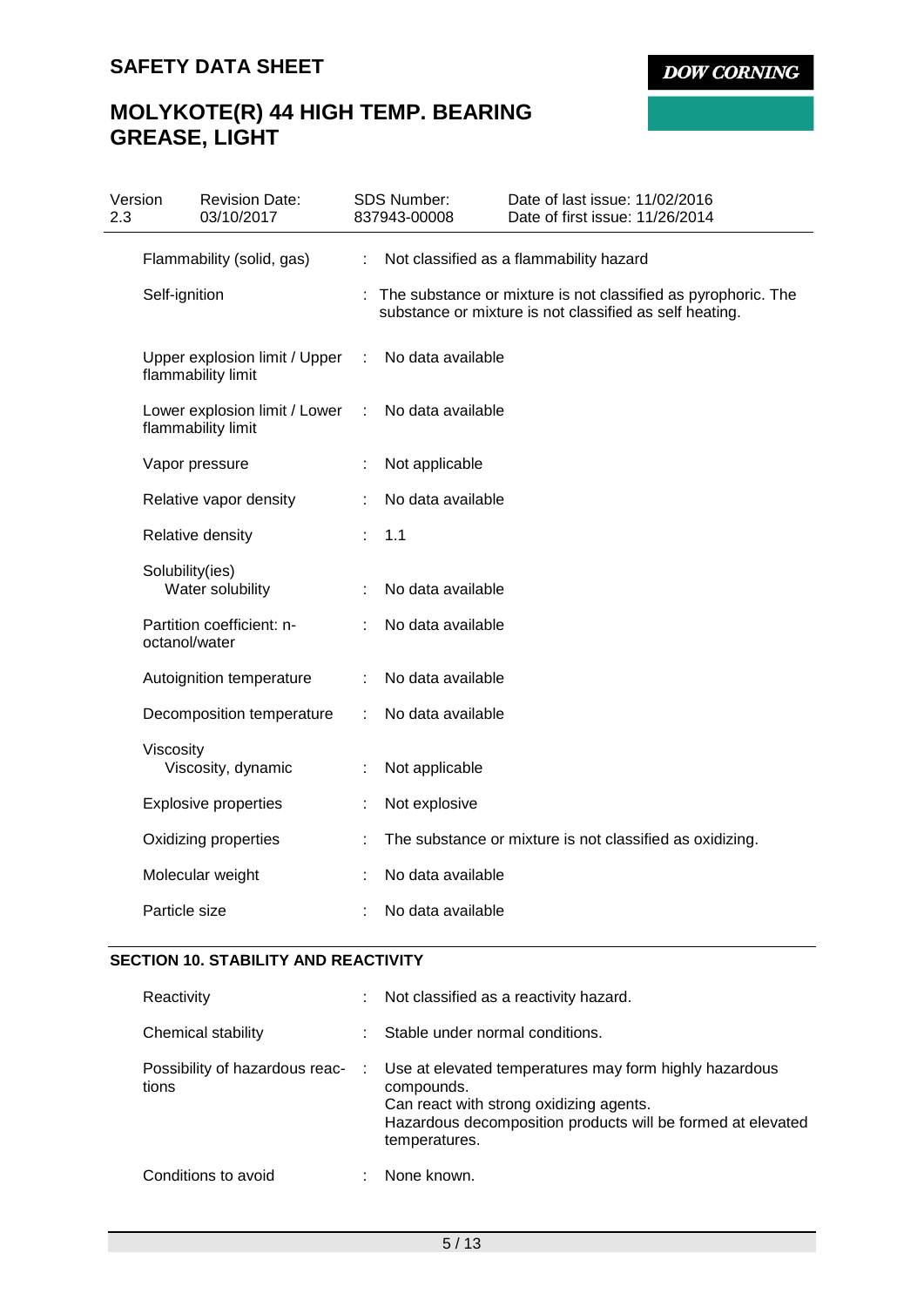| | | |
|---|---|---|
| Flammability (solid, gas) | : | Not classified as a flammability hazard |
| Self-ignition | : | The substance or mixture is not classified as pyrophoric. The substance or mixture is not classified as self heating. |
| Upper explosion limit / Upper flammability limit | : | No data available |
| Lower explosion limit / Lower flammability limit | : | No data available |
| Vapor pressure | : | Not applicable |
| Relative vapor density | : | No data available |
| Relative density | : | 1.1 |
| Solubility(ies) Water solubility | : | No data available |
| Partition coefficient: n-octanol/water | : | No data available |
| Autoignition temperature | : | No data available |
| Decomposition temperature | : | No data available |
| Viscosity Viscosity, dynamic | : | Not applicable |
| Explosive properties | : | Not explosive |
| Oxidizing properties | : | The substance or mixture is not classified as oxidizing. |
| Molecular weight | : | No data available |
| Particle size | : | No data available |

## SECTION 10. STABILITY AND REACTIVITY

| | | |
|---|---|---|
| Reactivity | : | Not classified as a reactivity hazard. |
| Chemical stability | : | Stable under normal conditions. |
| Possibility of hazardous reactions | : | Use at elevated temperatures may form highly hazardous compounds. Can react with strong oxidizing agents. Hazardous decomposition products will be formed at elevated temperatures. |
| Conditions to avoid | : | None known. |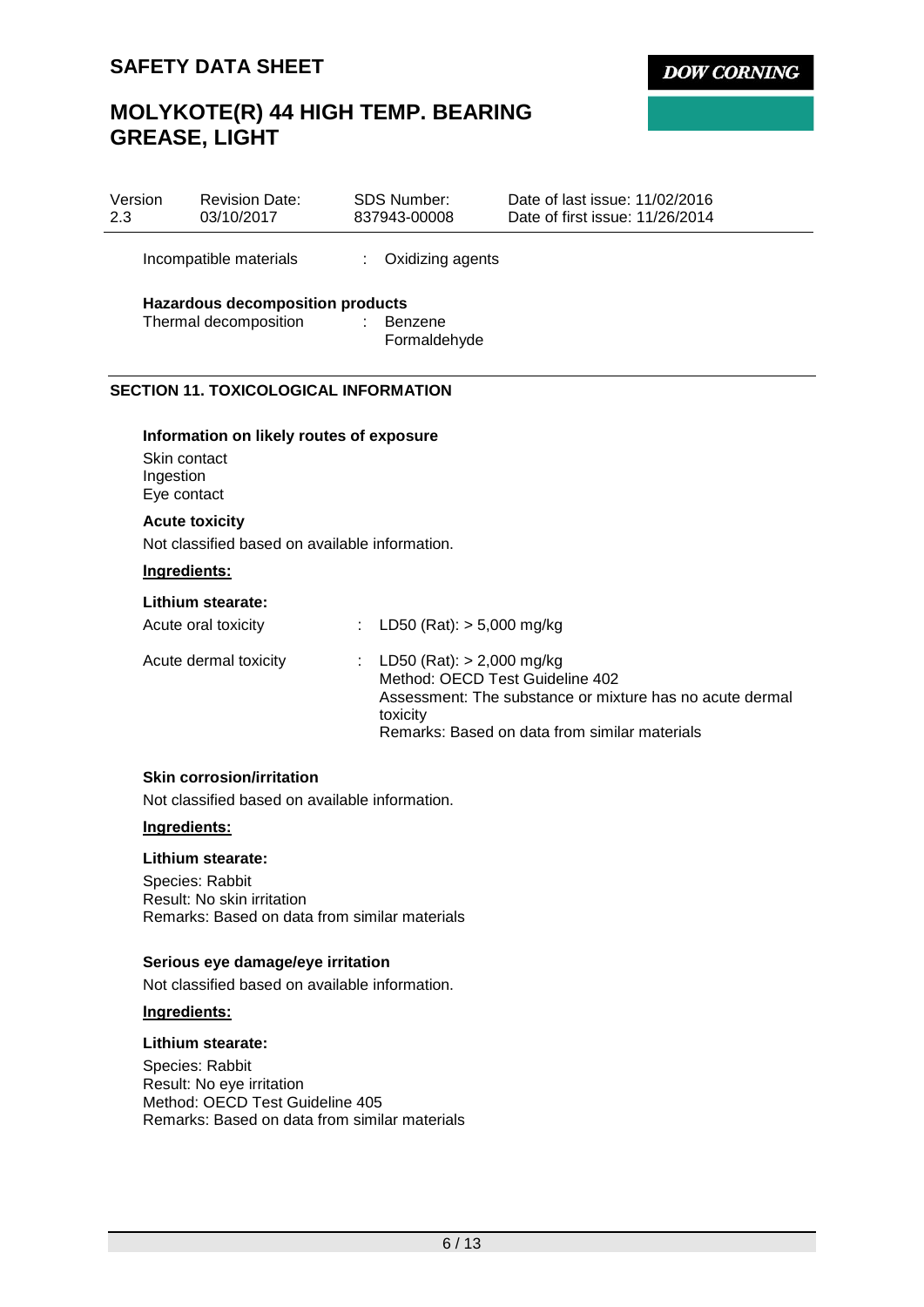| Version | Revision Date: | SDS Number: | Date of last issue: 11/02/2016 |
|---|---|---|---|
| 2.3 | 03/10/2017 | 837943-00008 | Date of first issue: 11/26/2014 |

Incompatible materials : Oxidizing agents

**Hazardous decomposition products**

Thermal decomposition : Benzene
Formaldehyde

## SECTION 11. TOXICOLOGICAL INFORMATION

**Information on likely routes of exposure**

Skin contact
Ingestion
Eye contact

**Acute toxicity**

Not classified based on available information.

**Ingredients:**

**Lithium stearate:**

Acute oral toxicity : LD50 (Rat): > 5,000 mg/kg

Acute dermal toxicity : LD50 (Rat): > 2,000 mg/kg
Method: OECD Test Guideline 402
Assessment: The substance or mixture has no acute dermal toxicity
Remarks: Based on data from similar materials

**Skin corrosion/irritation**

Not classified based on available information.

**Ingredients:**

**Lithium stearate:**

Species: Rabbit
Result: No skin irritation
Remarks: Based on data from similar materials

**Serious eye damage/eye irritation**

Not classified based on available information.

**Ingredients:**

**Lithium stearate:**

Species: Rabbit
Result: No eye irritation
Method: OECD Test Guideline 405
Remarks: Based on data from similar materials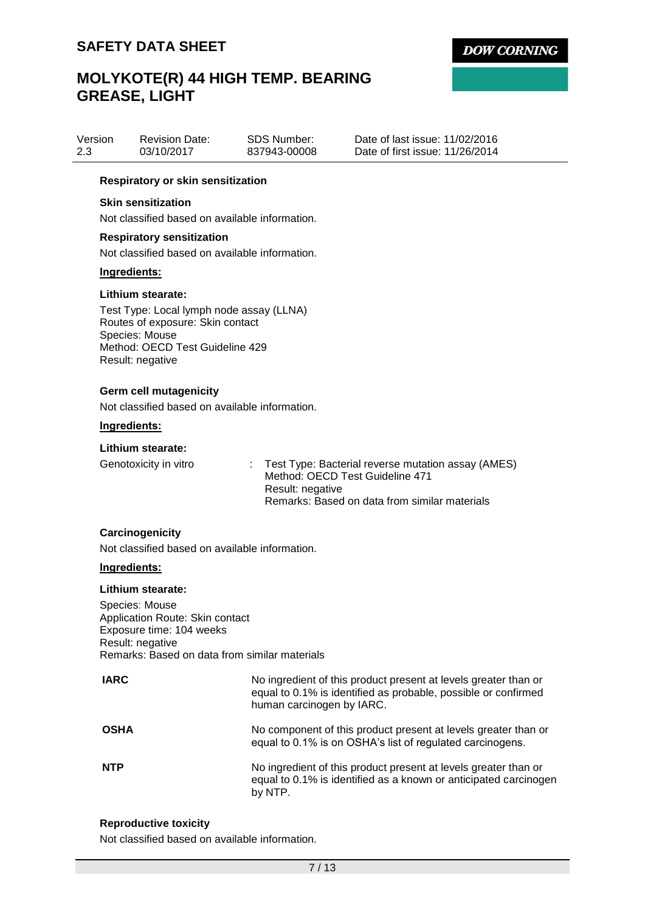#### Respiratory or skin sensitization

**Skin sensitization**

Not classified based on available information.

**Respiratory sensitization**

Not classified based on available information.

**Ingredients:**

**Lithium stearate:**

Test Type: Local lymph node assay (LLNA)
Routes of exposure: Skin contact
Species: Mouse
Method: OECD Test Guideline 429
Result: negative

#### Germ cell mutagenicity

Not classified based on available information.

**Ingredients:**

**Lithium stearate:**

Genotoxicity in vitro : Test Type: Bacterial reverse mutation assay (AMES)
Method: OECD Test Guideline 471
Result: negative
Remarks: Based on data from similar materials

#### Carcinogenicity

Not classified based on available information.

**Ingredients:**

**Lithium stearate:**

Species: Mouse
Application Route: Skin contact
Exposure time: 104 weeks
Result: negative
Remarks: Based on data from similar materials

| | |
|---|---|
| **IARC** | No ingredient of this product present at levels greater than or equal to 0.1% is identified as probable, possible or confirmed human carcinogen by IARC. |
| **OSHA** | No component of this product present at levels greater than or equal to 0.1% is on OSHA's list of regulated carcinogens. |
| **NTP** | No ingredient of this product present at levels greater than or equal to 0.1% is identified as a known or anticipated carcinogen by NTP. |

#### Reproductive toxicity

Not classified based on available information.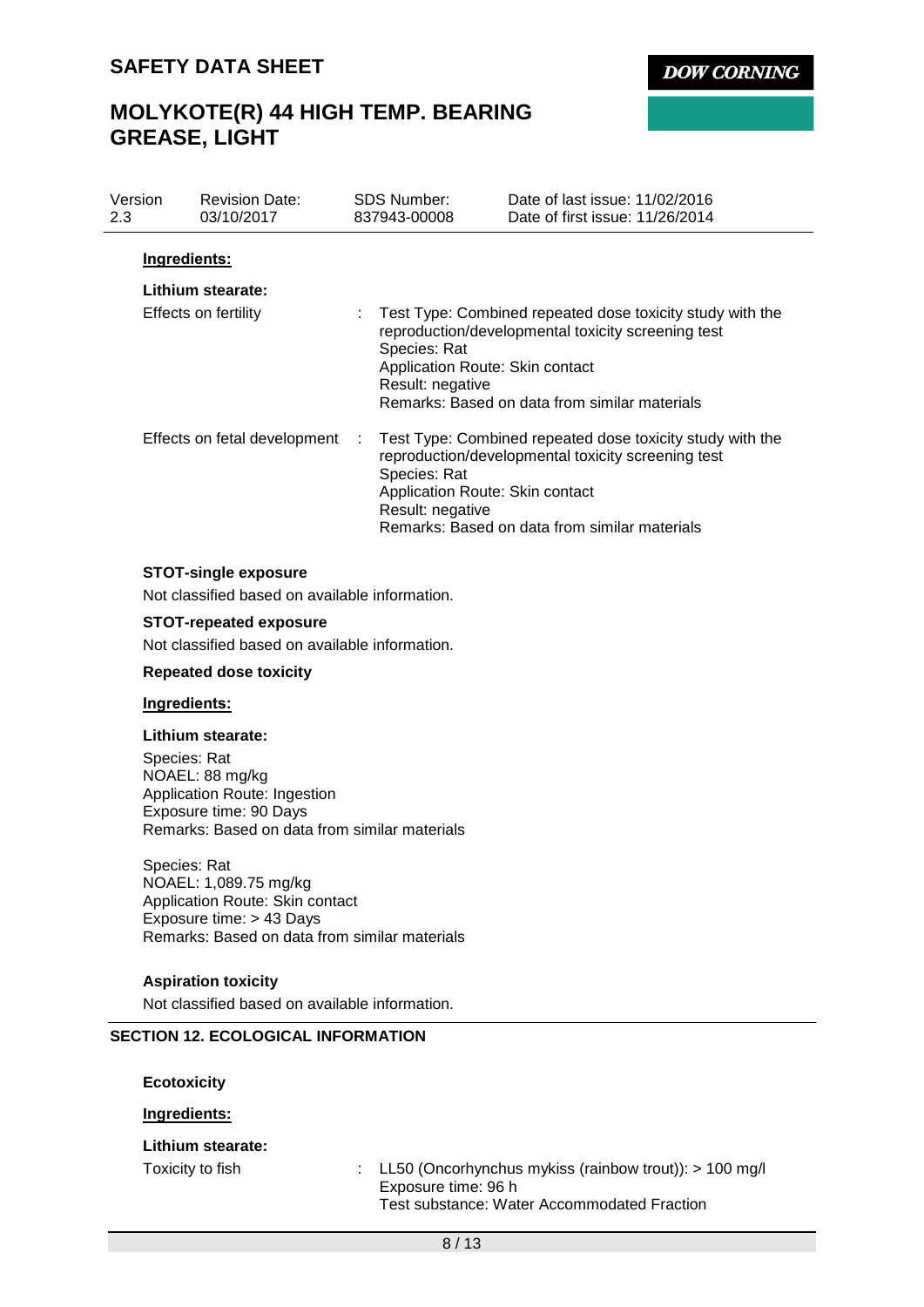**Ingredients:**

**Lithium stearate:**

Effects on fertility : Test Type: Combined repeated dose toxicity study with the reproduction/developmental toxicity screening test
Species: Rat
Application Route: Skin contact
Result: negative
Remarks: Based on data from similar materials

Effects on fetal development : Test Type: Combined repeated dose toxicity study with the reproduction/developmental toxicity screening test
Species: Rat
Application Route: Skin contact
Result: negative
Remarks: Based on data from similar materials

**STOT-single exposure**

Not classified based on available information.

**STOT-repeated exposure**

Not classified based on available information.

**Repeated dose toxicity**

**Ingredients:**

**Lithium stearate:**

Species: Rat
NOAEL: 88 mg/kg
Application Route: Ingestion
Exposure time: 90 Days
Remarks: Based on data from similar materials

Species: Rat
NOAEL: 1,089.75 mg/kg
Application Route: Skin contact
Exposure time: > 43 Days
Remarks: Based on data from similar materials

**Aspiration toxicity**

Not classified based on available information.

## SECTION 12. ECOLOGICAL INFORMATION

**Ecotoxicity**

**Ingredients:**

**Lithium stearate:**

Toxicity to fish : LL50 (Oncorhynchus mykiss (rainbow trout)): > 100 mg/l
Exposure time: 96 h
Test substance: Water Accommodated Fraction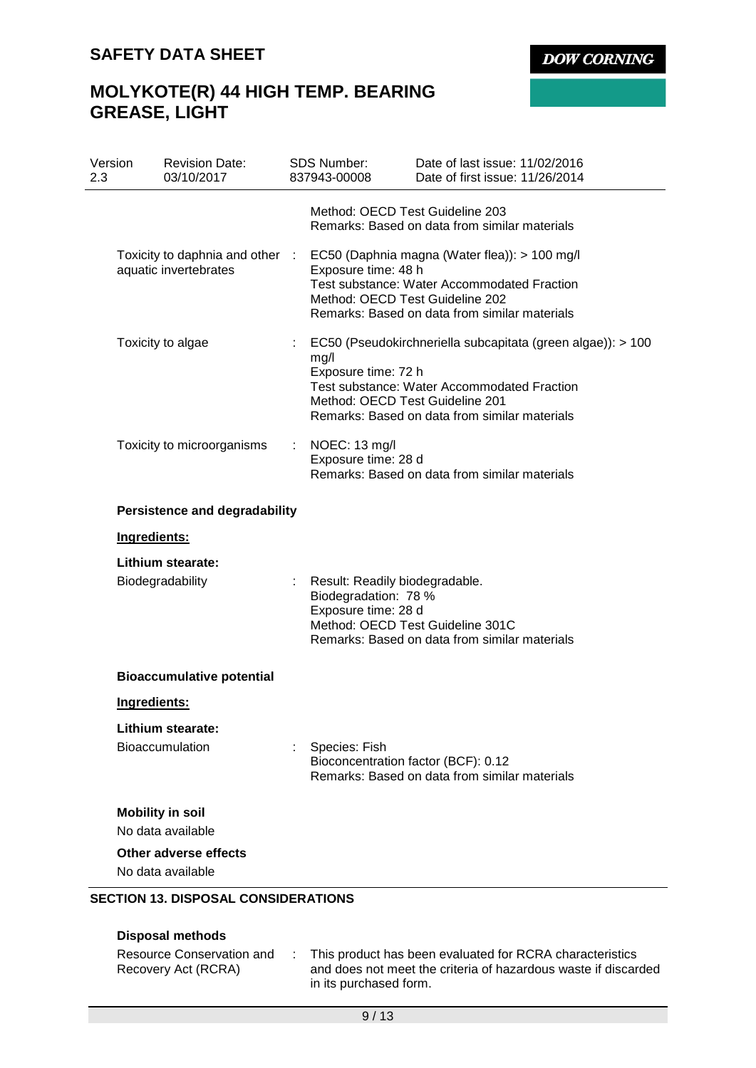Method: OECD Test Guideline 203
Remarks: Based on data from similar materials

Toxicity to daphnia and other aquatic invertebrates : EC50 (Daphnia magna (Water flea)): > 100 mg/l
Exposure time: 48 h
Test substance: Water Accommodated Fraction
Method: OECD Test Guideline 202
Remarks: Based on data from similar materials

Toxicity to algae : EC50 (Pseudokirchneriella subcapitata (green algae)): > 100 mg/l
Exposure time: 72 h
Test substance: Water Accommodated Fraction
Method: OECD Test Guideline 201
Remarks: Based on data from similar materials

Toxicity to microorganisms : NOEC: 13 mg/l
Exposure time: 28 d
Remarks: Based on data from similar materials

**Persistence and degradability**

**Ingredients:**

**Lithium stearate:**

Biodegradability : Result: Readily biodegradable.
Biodegradation: 78 %
Exposure time: 28 d
Method: OECD Test Guideline 301C
Remarks: Based on data from similar materials

**Bioaccumulative potential**

**Ingredients:**

**Lithium stearate:**

Bioaccumulation : Species: Fish
Bioconcentration factor (BCF): 0.12
Remarks: Based on data from similar materials

**Mobility in soil**

No data available

**Other adverse effects**

No data available

## SECTION 13. DISPOSAL CONSIDERATIONS

**Disposal methods**

Resource Conservation and Recovery Act (RCRA) : This product has been evaluated for RCRA characteristics and does not meet the criteria of hazardous waste if discarded in its purchased form.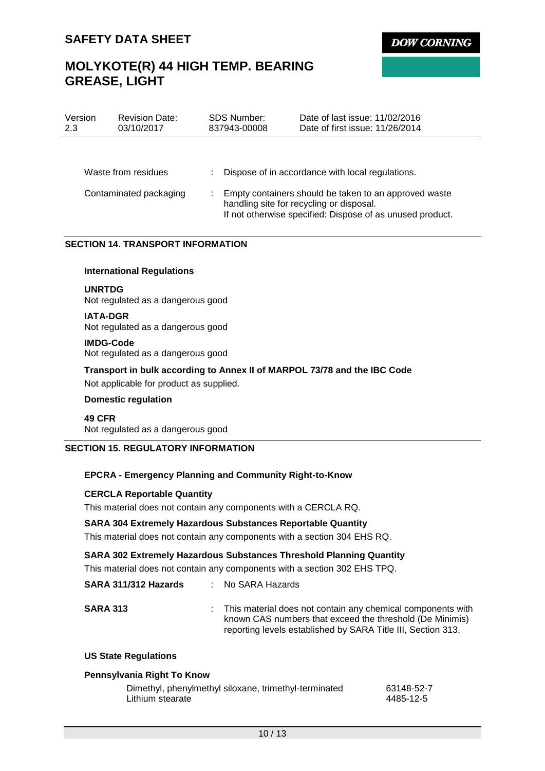| Waste from residues | : | Dispose of in accordance with local regulations. |
|---|---|---|
| Contaminated packaging | : | Empty containers should be taken to an approved waste handling site for recycling or disposal. If not otherwise specified: Dispose of as unused product. |

## SECTION 14. TRANSPORT INFORMATION

**International Regulations**

**UNRTDG**
Not regulated as a dangerous good

**IATA-DGR**
Not regulated as a dangerous good

**IMDG-Code**
Not regulated as a dangerous good

**Transport in bulk according to Annex II of MARPOL 73/78 and the IBC Code**
Not applicable for product as supplied.

**Domestic regulation**

**49 CFR**
Not regulated as a dangerous good

## SECTION 15. REGULATORY INFORMATION

**EPCRA - Emergency Planning and Community Right-to-Know**

**CERCLA Reportable Quantity**
This material does not contain any components with a CERCLA RQ.

**SARA 304 Extremely Hazardous Substances Reportable Quantity**
This material does not contain any components with a section 304 EHS RQ.

**SARA 302 Extremely Hazardous Substances Threshold Planning Quantity**
This material does not contain any components with a section 302 EHS TPQ.

| **SARA 311/312 Hazards** | : | No SARA Hazards |
|---|---|---|
| **SARA 313** | : | This material does not contain any chemical components with known CAS numbers that exceed the threshold (De Minimis) reporting levels established by SARA Title III, Section 313. |

**US State Regulations**

**Pennsylvania Right To Know**

| Dimethyl, phenylmethyl siloxane, trimethyl-terminated | 63148-52-7 |
|---|---|
| Lithium stearate | 4485-12-5 |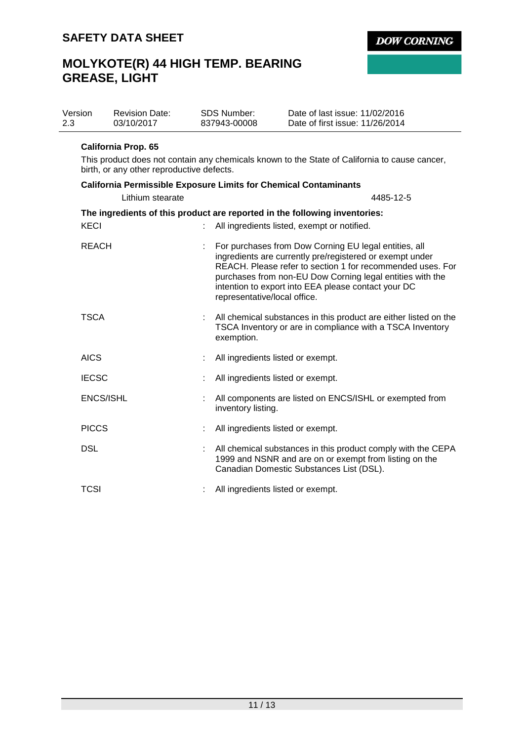**California Prop. 65**

This product does not contain any chemicals known to the State of California to cause cancer, birth, or any other reproductive defects.

**California Permissible Exposure Limits for Chemical Contaminants**

| Lithium stearate | 4485-12-5 |
|---|---|

**The ingredients of this product are reported in the following inventories:**

| | | |
|---|---|---|
| KECI | : | All ingredients listed, exempt or notified. |
| REACH | : | For purchases from Dow Corning EU legal entities, all ingredients are currently pre/registered or exempt under REACH. Please refer to section 1 for recommended uses. For purchases from non-EU Dow Corning legal entities with the intention to export into EEA please contact your DC representative/local office. |
| TSCA | : | All chemical substances in this product are either listed on the TSCA Inventory or are in compliance with a TSCA Inventory exemption. |
| AICS | : | All ingredients listed or exempt. |
| IECSC | : | All ingredients listed or exempt. |
| ENCS/ISHL | : | All components are listed on ENCS/ISHL or exempted from inventory listing. |
| PICCS | : | All ingredients listed or exempt. |
| DSL | : | All chemical substances in this product comply with the CEPA 1999 and NSNR and are on or exempt from listing on the Canadian Domestic Substances List (DSL). |
| TCSI | : | All ingredients listed or exempt. |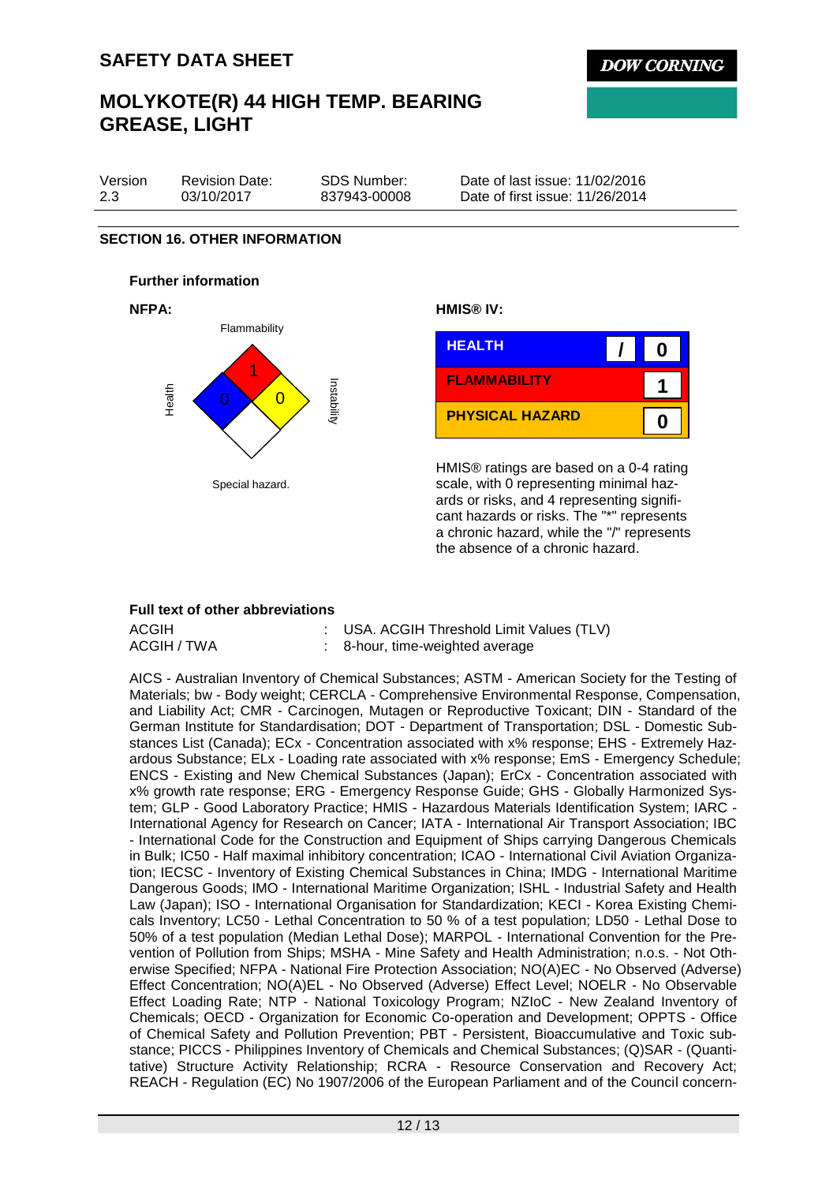## SECTION 16. OTHER INFORMATION

### Further information

**NFPA:**

Flammability: 1
Health: 0
Instability: 0
Special hazard.

**HMIS® IV:**

| | |
|---|---|
| HEALTH | / 0 |
| FLAMMABILITY | 1 |
| PHYSICAL HAZARD | 0 |

HMIS® ratings are based on a 0-4 rating scale, with 0 representing minimal hazards or risks, and 4 representing significant hazards or risks. The "*" represents a chronic hazard, while the "/" represents the absence of a chronic hazard.

### Full text of other abbreviations

ACGIH : USA. ACGIH Threshold Limit Values (TLV)
ACGIH / TWA : 8-hour, time-weighted average

AICS - Australian Inventory of Chemical Substances; ASTM - American Society for the Testing of Materials; bw - Body weight; CERCLA - Comprehensive Environmental Response, Compensation, and Liability Act; CMR - Carcinogen, Mutagen or Reproductive Toxicant; DIN - Standard of the German Institute for Standardisation; DOT - Department of Transportation; DSL - Domestic Substances List (Canada); ECx - Concentration associated with x% response; EHS - Extremely Hazardous Substance; ELx - Loading rate associated with x% response; EmS - Emergency Schedule; ENCS - Existing and New Chemical Substances (Japan); ErCx - Concentration associated with x% growth rate response; ERG - Emergency Response Guide; GHS - Globally Harmonized System; GLP - Good Laboratory Practice; HMIS - Hazardous Materials Identification System; IARC - International Agency for Research on Cancer; IATA - International Air Transport Association; IBC - International Code for the Construction and Equipment of Ships carrying Dangerous Chemicals in Bulk; IC50 - Half maximal inhibitory concentration; ICAO - International Civil Aviation Organization; IECSC - Inventory of Existing Chemical Substances in China; IMDG - International Maritime Dangerous Goods; IMO - International Maritime Organization; ISHL - Industrial Safety and Health Law (Japan); ISO - International Organisation for Standardization; KECI - Korea Existing Chemicals Inventory; LC50 - Lethal Concentration to 50 % of a test population; LD50 - Lethal Dose to 50% of a test population (Median Lethal Dose); MARPOL - International Convention for the Prevention of Pollution from Ships; MSHA - Mine Safety and Health Administration; n.o.s. - Not Otherwise Specified; NFPA - National Fire Protection Association; NO(A)EC - No Observed (Adverse) Effect Concentration; NO(A)EL - No Observed (Adverse) Effect Level; NOELR - No Observable Effect Loading Rate; NTP - National Toxicology Program; NZIoC - New Zealand Inventory of Chemicals; OECD - Organization for Economic Co-operation and Development; OPPTS - Office of Chemical Safety and Pollution Prevention; PBT - Persistent, Bioaccumulative and Toxic substance; PICCS - Philippines Inventory of Chemicals and Chemical Substances; (Q)SAR - (Quantitative) Structure Activity Relationship; RCRA - Resource Conservation and Recovery Act; REACH - Regulation (EC) No 1907/2006 of the European Parliament and of the Council concern-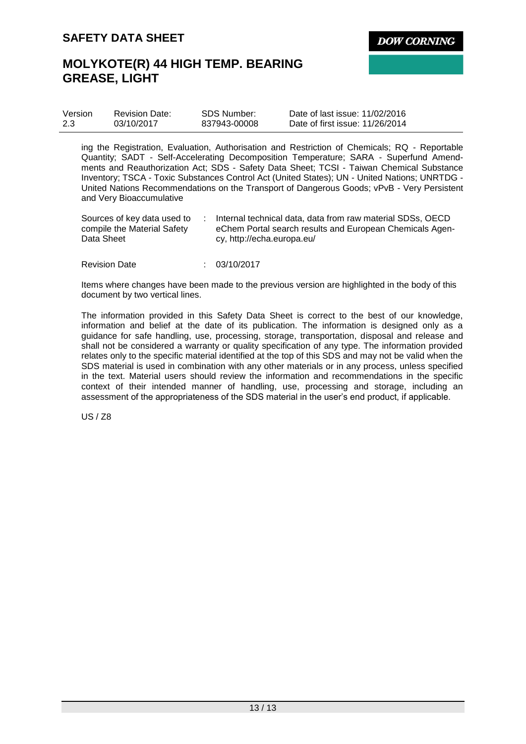ing the Registration, Evaluation, Authorisation and Restriction of Chemicals; RQ - Reportable Quantity; SADT - Self-Accelerating Decomposition Temperature; SARA - Superfund Amendments and Reauthorization Act; SDS - Safety Data Sheet; TCSI - Taiwan Chemical Substance Inventory; TSCA - Toxic Substances Control Act (United States); UN - United Nations; UNRTDG - United Nations Recommendations on the Transport of Dangerous Goods; vPvB - Very Persistent and Very Bioaccumulative

Sources of key data used to compile the Material Safety Data Sheet : Internal technical data, data from raw material SDSs, OECD eChem Portal search results and European Chemicals Agency, http://echa.europa.eu/

Revision Date : 03/10/2017

Items where changes have been made to the previous version are highlighted in the body of this document by two vertical lines.

The information provided in this Safety Data Sheet is correct to the best of our knowledge, information and belief at the date of its publication. The information is designed only as a guidance for safe handling, use, processing, storage, transportation, disposal and release and shall not be considered a warranty or quality specification of any type. The information provided relates only to the specific material identified at the top of this SDS and may not be valid when the SDS material is used in combination with any other materials or in any process, unless specified in the text. Material users should review the information and recommendations in the specific context of their intended manner of handling, use, processing and storage, including an assessment of the appropriateness of the SDS material in the user's end product, if applicable.

US / Z8